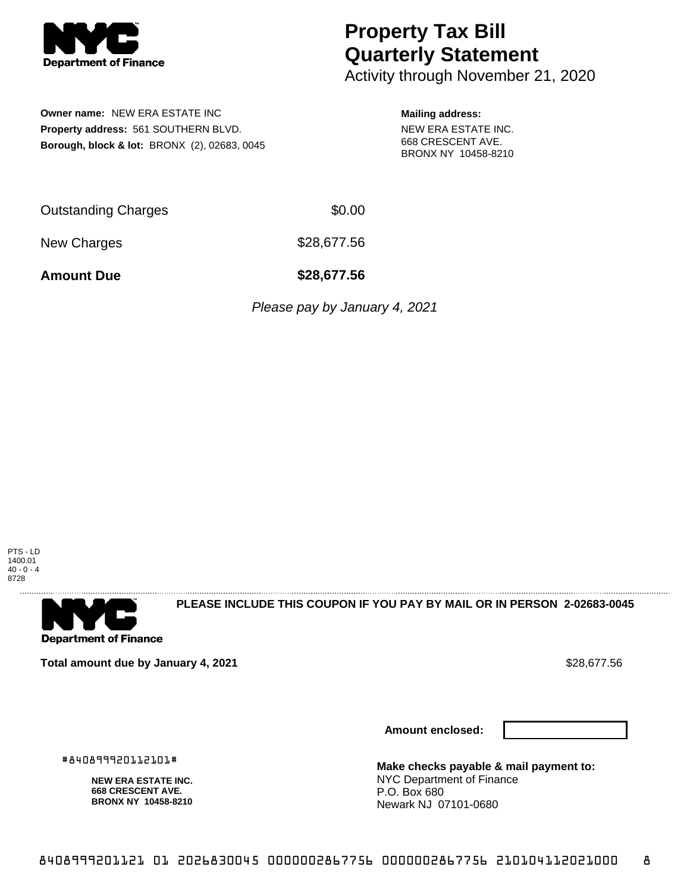NYC Department of Finance

# Property Tax Bill Quarterly Statement

Activity through November 21, 2020

**Owner name:** NEW ERA ESTATE INC
**Property address:** 561 SOUTHERN BLVD.
**Borough, block & lot:** BRONX (2), 02683, 0045

**Mailing address:**
NEW ERA ESTATE INC.
668 CRESCENT AVE.
BRONX NY 10458-8210

| | |
|---|---|
| Outstanding Charges | $0.00 |
| New Charges | $28,677.56 |
| **Amount Due** | **$28,677.56** |

*Please pay by January 4, 2021*

PTS - LD
1400.01
40 - 0 - 4
8728

NYC Department of Finance

**PLEASE INCLUDE THIS COUPON IF YOU PAY BY MAIL OR IN PERSON 2-02683-0045**

**Total amount due by January 4, 2021** $28,677.56

**Amount enclosed:**

#840899920112101#

**NEW ERA ESTATE INC.**
**668 CRESCENT AVE.**
**BRONX NY 10458-8210**

**Make checks payable & mail payment to:**
NYC Department of Finance
P.O. Box 680
Newark NJ 07101-0680

8408999201121 01 2026830045 0000002867756 0000002867756 210104112021000 8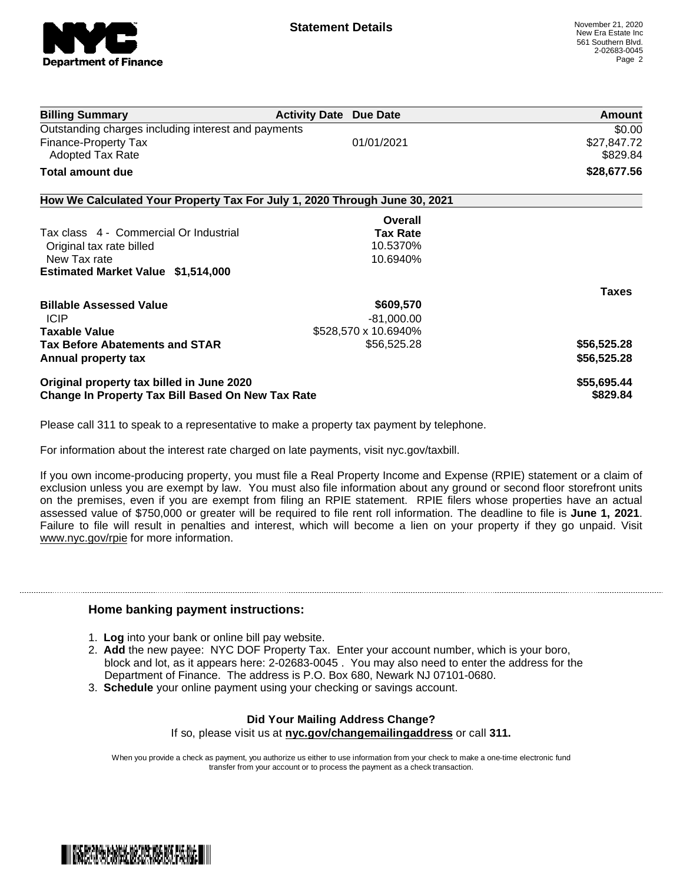Statement Details

November 21, 2020
New Era Estate Inc
561 Southern Blvd.
2-02683-0045

| Billing Summary | Activity Date | Due Date | Amount |
|---|---|---|---|
| Outstanding charges including interest and payments | | | $0.00 |
| Finance-Property Tax | | 01/01/2021 | $27,847.72 |
| Adopted Tax Rate | | | $829.84 |
| **Total amount due** | | | **$28,677.56** |

## How We Calculated Your Property Tax For July 1, 2020 Through June 30, 2021

| | Overall Tax Rate | |
|---|---|---|
| Tax class 4 - Commercial Or Industrial | | |
| Original tax rate billed | 10.5370% | |
| New Tax rate | 10.6940% | |
| **Estimated Market Value $1,514,000** | | |
| | | **Taxes** |
| **Billable Assessed Value** | **$609,570** | |
| ICIP | -81,000.00 | |
| **Taxable Value** | $528,570 x 10.6940% | |
| **Tax Before Abatements and STAR** | $56,525.28 | **$56,525.28** |
| **Annual property tax** | | **$56,525.28** |
| **Original property tax billed in June 2020** | | **$55,695.44** |
| **Change In Property Tax Bill Based On New Tax Rate** | | **$829.84** |

Please call 311 to speak to a representative to make a property tax payment by telephone.

For information about the interest rate charged on late payments, visit nyc.gov/taxbill.

If you own income-producing property, you must file a Real Property Income and Expense (RPIE) statement or a claim of exclusion unless you are exempt by law. You must also file information about any ground or second floor storefront units on the premises, even if you are exempt from filing an RPIE statement. RPIE filers whose properties have an actual assessed value of $750,000 or greater will be required to file rent roll information. The deadline to file is **June 1, 2021**. Failure to file will result in penalties and interest, which will become a lien on your property if they go unpaid. Visit www.nyc.gov/rpie for more information.

### Home banking payment instructions:

1. **Log** into your bank or online bill pay website.
2. **Add** the new payee: NYC DOF Property Tax. Enter your account number, which is your boro, block and lot, as it appears here: 2-02683-0045 . You may also need to enter the address for the Department of Finance. The address is P.O. Box 680, Newark NJ 07101-0680.
3. **Schedule** your online payment using your checking or savings account.

**Did Your Mailing Address Change?**

If so, please visit us at **nyc.gov/changemailingaddress** or call **311.**

When you provide a check as payment, you authorize us either to use information from your check to make a one-time electronic fund transfer from your account or to process the payment as a check transaction.